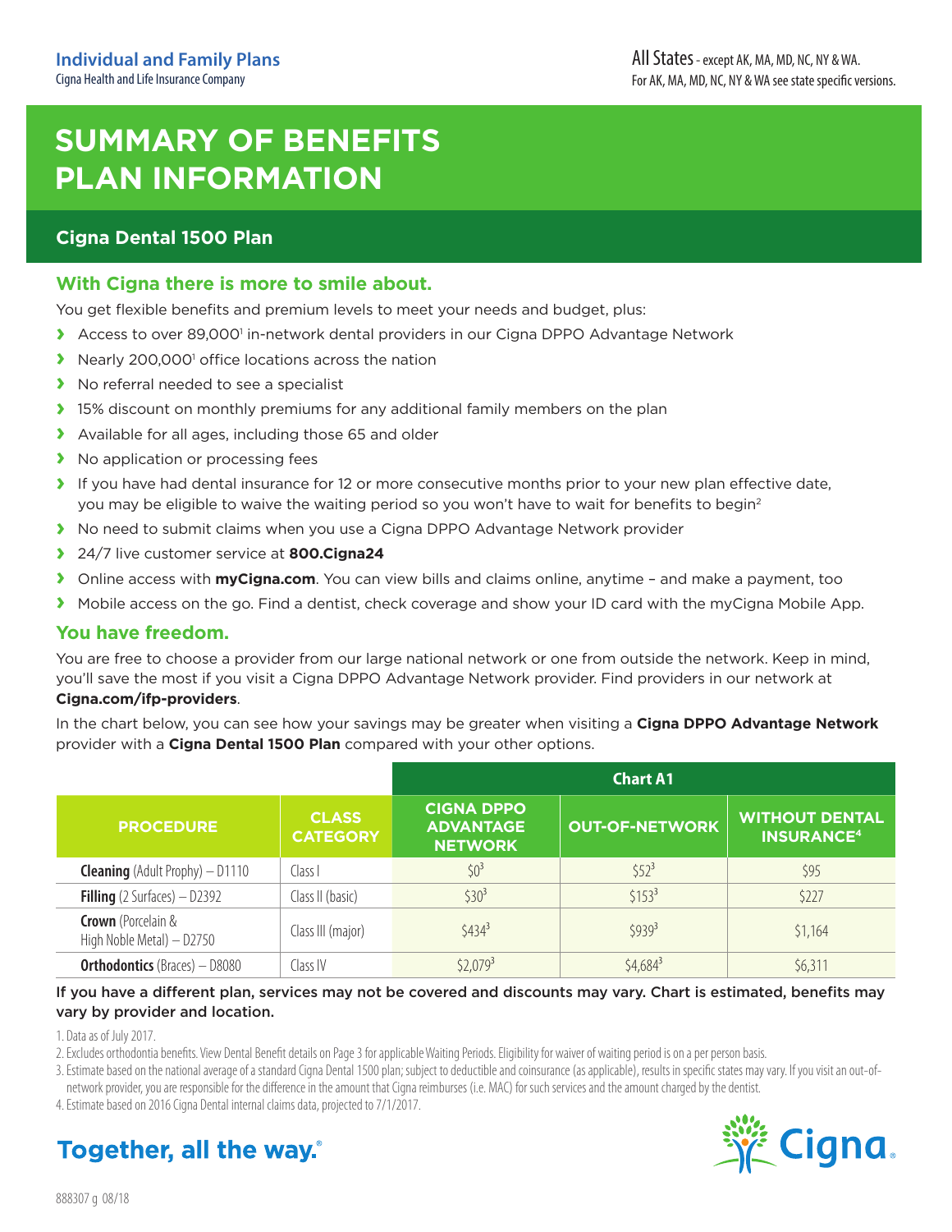**Individual and Family Plans**
Cigna Health and Life Insurance Company

All States - except AK, MA, MD, NC, NY & WA.
For AK, MA, MD, NC, NY & WA see state specific versions.

# SUMMARY OF BENEFITS PLAN INFORMATION

## Cigna Dental 1500 Plan

### With Cigna there is more to smile about.

You get flexible benefits and premium levels to meet your needs and budget, plus:

- Access to over 89,000[1] in-network dental providers in our Cigna DPPO Advantage Network
- Nearly 200,000[1] office locations across the nation
- No referral needed to see a specialist
- 15% discount on monthly premiums for any additional family members on the plan
- Available for all ages, including those 65 and older
- No application or processing fees
- If you have had dental insurance for 12 or more consecutive months prior to your new plan effective date, you may be eligible to waive the waiting period so you won't have to wait for benefits to begin[2]
- No need to submit claims when you use a Cigna DPPO Advantage Network provider
- 24/7 live customer service at **800.Cigna24**
- Online access with **myCigna.com**. You can view bills and claims online, anytime – and make a payment, too
- Mobile access on the go. Find a dentist, check coverage and show your ID card with the myCigna Mobile App.

### You have freedom.

You are free to choose a provider from our large national network or one from outside the network. Keep in mind, you'll save the most if you visit a Cigna DPPO Advantage Network provider. Find providers in our network at **Cigna.com/ifp-providers**.

In the chart below, you can see how your savings may be greater when visiting a **Cigna DPPO Advantage Network** provider with a **Cigna Dental 1500 Plan** compared with your other options.

| | | Chart A1 | | |
|---|---|---|---|---|
| PROCEDURE | CLASS CATEGORY | CIGNA DPPO ADVANTAGE NETWORK | OUT-OF-NETWORK | WITHOUT DENTAL INSURANCE[4] |
| **Cleaning** (Adult Prophy) – D1110 | Class I | $0[3] | $52[3] | $95 |
| **Filling** (2 Surfaces) – D2392 | Class II (basic) | $30[3] | $153[3] | $227 |
| **Crown** (Porcelain & High Noble Metal) – D2750 | Class III (major) | $434[3] | $939[3] | $1,164 |
| **Orthodontics** (Braces) – D8080 | Class IV | $2,079[3] | $4,684[3] | $6,311 |

**If you have a different plan, services may not be covered and discounts may vary. Chart is estimated, benefits may vary by provider and location.**

1. Data as of July 2017.
2. Excludes orthodontia benefits. View Dental Benefit details on Page 3 for applicable Waiting Periods. Eligibility for waiver of waiting period is on a per person basis.
3. Estimate based on the national average of a standard Cigna Dental 1500 plan; subject to deductible and coinsurance (as applicable), results in specific states may vary. If you visit an out-of-network provider, you are responsible for the difference in the amount that Cigna reimburses (i.e. MAC) for such services and the amount charged by the dentist.
4. Estimate based on 2016 Cigna Dental internal claims data, projected to 7/1/2017.

**Together, all the way.®**

Cigna.

888307 g 08/18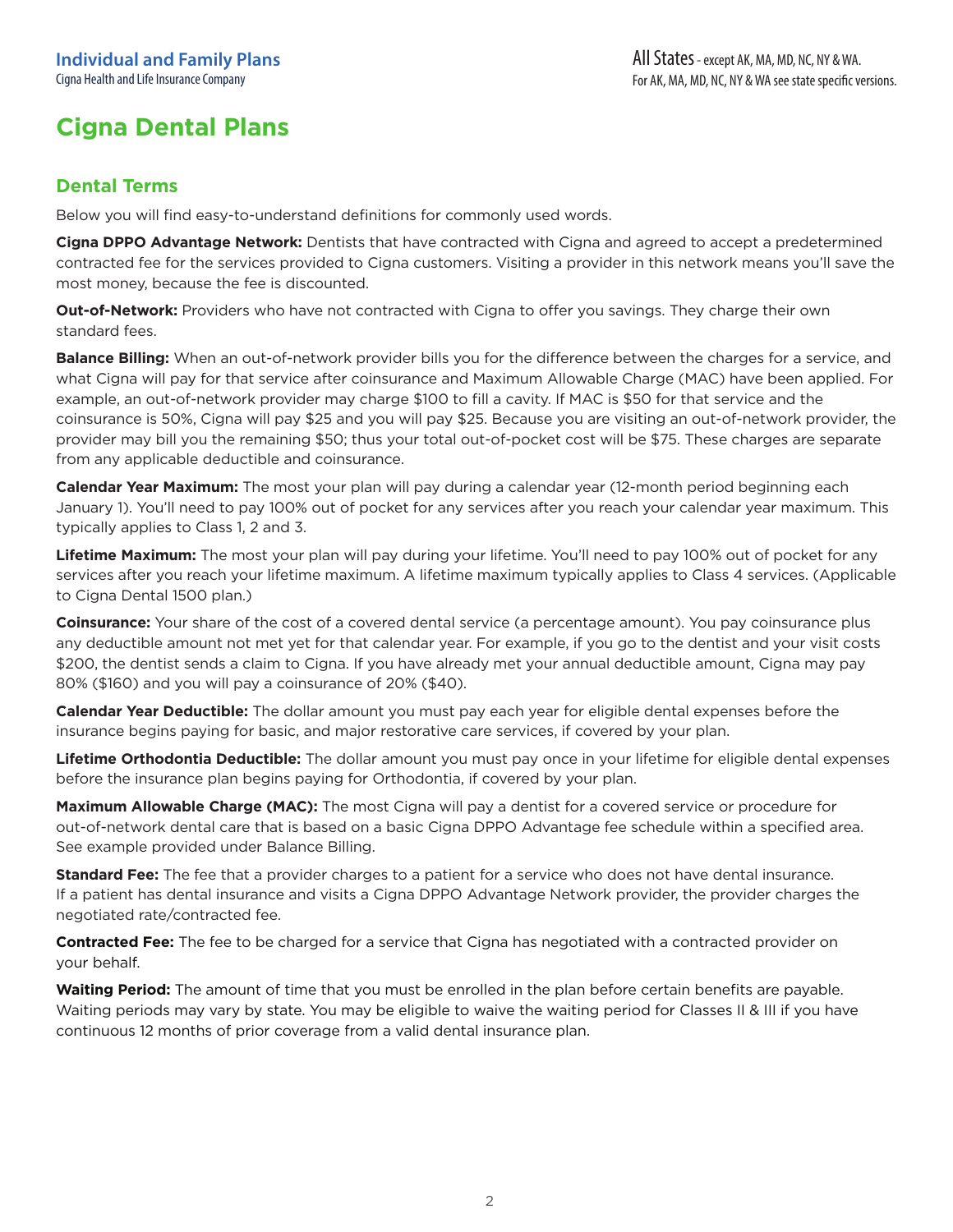**Individual and Family Plans**
Cigna Health and Life Insurance Company

All States - except AK, MA, MD, NC, NY & WA.
For AK, MA, MD, NC, NY & WA see state specific versions.

# Cigna Dental Plans

## Dental Terms

Below you will find easy-to-understand definitions for commonly used words.

**Cigna DPPO Advantage Network:** Dentists that have contracted with Cigna and agreed to accept a predetermined contracted fee for the services provided to Cigna customers. Visiting a provider in this network means you'll save the most money, because the fee is discounted.

**Out-of-Network:** Providers who have not contracted with Cigna to offer you savings. They charge their own standard fees.

**Balance Billing:** When an out-of-network provider bills you for the difference between the charges for a service, and what Cigna will pay for that service after coinsurance and Maximum Allowable Charge (MAC) have been applied. For example, an out-of-network provider may charge $100 to fill a cavity. If MAC is $50 for that service and the coinsurance is 50%, Cigna will pay $25 and you will pay $25. Because you are visiting an out-of-network provider, the provider may bill you the remaining $50; thus your total out-of-pocket cost will be $75. These charges are separate from any applicable deductible and coinsurance.

**Calendar Year Maximum:** The most your plan will pay during a calendar year (12-month period beginning each January 1). You'll need to pay 100% out of pocket for any services after you reach your calendar year maximum. This typically applies to Class 1, 2 and 3.

**Lifetime Maximum:** The most your plan will pay during your lifetime. You'll need to pay 100% out of pocket for any services after you reach your lifetime maximum. A lifetime maximum typically applies to Class 4 services. (Applicable to Cigna Dental 1500 plan.)

**Coinsurance:** Your share of the cost of a covered dental service (a percentage amount). You pay coinsurance plus any deductible amount not met yet for that calendar year. For example, if you go to the dentist and your visit costs $200, the dentist sends a claim to Cigna. If you have already met your annual deductible amount, Cigna may pay 80% ($160) and you will pay a coinsurance of 20% ($40).

**Calendar Year Deductible:** The dollar amount you must pay each year for eligible dental expenses before the insurance begins paying for basic, and major restorative care services, if covered by your plan.

**Lifetime Orthodontia Deductible:** The dollar amount you must pay once in your lifetime for eligible dental expenses before the insurance plan begins paying for Orthodontia, if covered by your plan.

**Maximum Allowable Charge (MAC):** The most Cigna will pay a dentist for a covered service or procedure for out-of-network dental care that is based on a basic Cigna DPPO Advantage fee schedule within a specified area. See example provided under Balance Billing.

**Standard Fee:** The fee that a provider charges to a patient for a service who does not have dental insurance. If a patient has dental insurance and visits a Cigna DPPO Advantage Network provider, the provider charges the negotiated rate/contracted fee.

**Contracted Fee:** The fee to be charged for a service that Cigna has negotiated with a contracted provider on your behalf.

**Waiting Period:** The amount of time that you must be enrolled in the plan before certain benefits are payable. Waiting periods may vary by state. You may be eligible to waive the waiting period for Classes II & III if you have continuous 12 months of prior coverage from a valid dental insurance plan.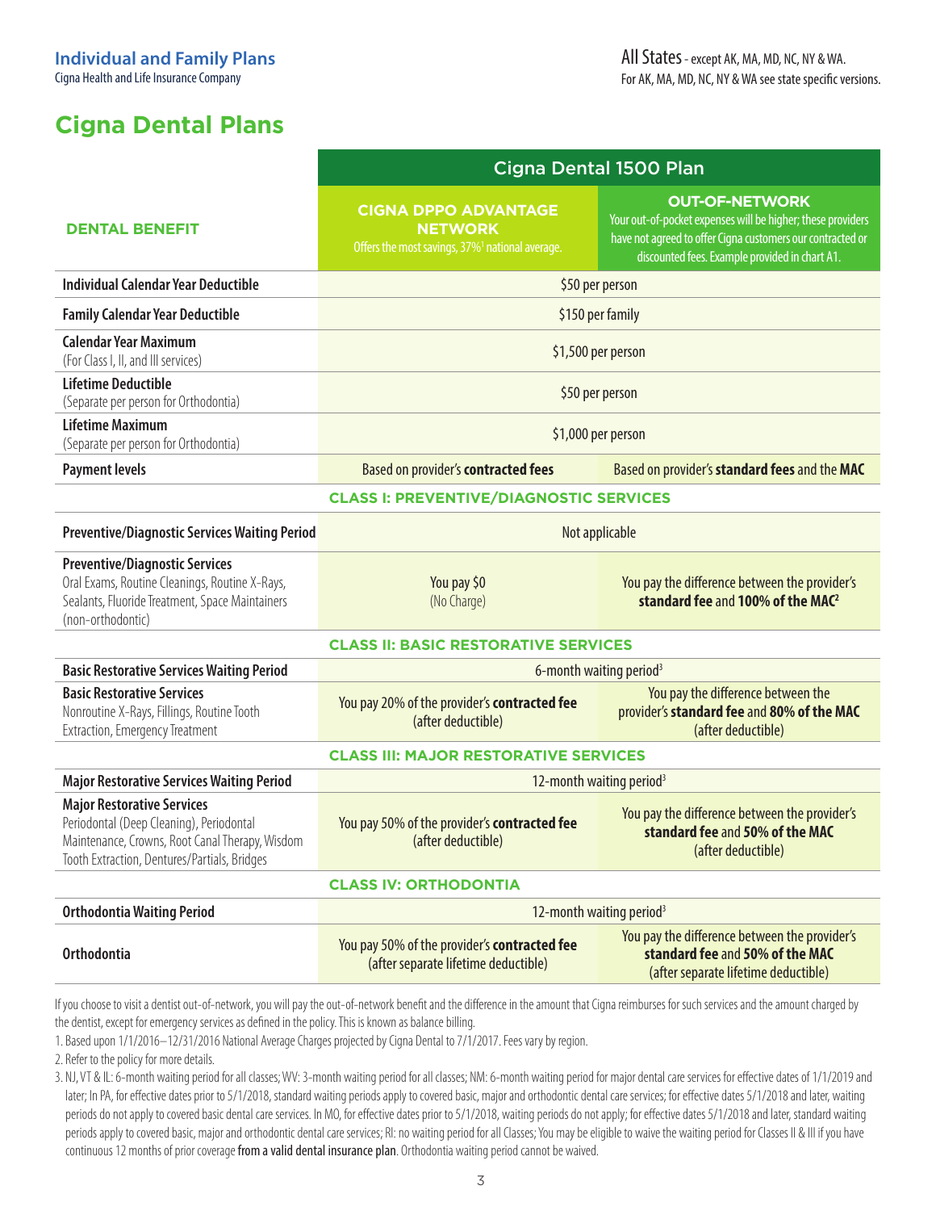**Individual and Family Plans**
Cigna Health and Life Insurance Company

All States - except AK, MA, MD, NC, NY & WA.
For AK, MA, MD, NC, NY & WA see state specific versions.

# Cigna Dental Plans

| DENTAL BENEFIT | Cigna Dental 1500 Plan | |
|---|---|---|
| | **CIGNA DPPO ADVANTAGE NETWORK** Offers the most savings, 37%[1] national average. | **OUT-OF-NETWORK** Your out-of-pocket expenses will be higher; these providers have not agreed to offer Cigna customers our contracted or discounted fees. Example provided in chart A1. |
| **Individual Calendar Year Deductible** | $50 per person | |
| **Family Calendar Year Deductible** | $150 per family | |
| **Calendar Year Maximum** (For Class I, II, and III services) | $1,500 per person | |
| **Lifetime Deductible** (Separate per person for Orthodontia) | $50 per person | |
| **Lifetime Maximum** (Separate per person for Orthodontia) | $1,000 per person | |
| **Payment levels** | Based on provider's **contracted fees** | Based on provider's **standard fees** and the **MAC** |
| **CLASS I: PREVENTIVE/DIAGNOSTIC SERVICES** | | |
| **Preventive/Diagnostic Services Waiting Period** | Not applicable | |
| **Preventive/Diagnostic Services** Oral Exams, Routine Cleanings, Routine X-Rays, Sealants, Fluoride Treatment, Space Maintainers (non-orthodontic) | You pay $0 (No Charge) | You pay the difference between the provider's **standard fee** and **100% of the MAC**[2] |
| **CLASS II: BASIC RESTORATIVE SERVICES** | | |
| **Basic Restorative Services Waiting Period** | 6-month waiting period[3] | |
| **Basic Restorative Services** Nonroutine X-Rays, Fillings, Routine Tooth Extraction, Emergency Treatment | You pay 20% of the provider's **contracted fee** (after deductible) | You pay the difference between the provider's **standard fee** and **80% of the MAC** (after deductible) |
| **CLASS III: MAJOR RESTORATIVE SERVICES** | | |
| **Major Restorative Services Waiting Period** | 12-month waiting period[3] | |
| **Major Restorative Services** Periodontal (Deep Cleaning), Periodontal Maintenance, Crowns, Root Canal Therapy, Wisdom Tooth Extraction, Dentures/Partials, Bridges | You pay 50% of the provider's **contracted fee** (after deductible) | You pay the difference between the provider's **standard fee** and **50% of the MAC** (after deductible) |
| **CLASS IV: ORTHODONTIA** | | |
| **Orthodontia Waiting Period** | 12-month waiting period[3] | |
| **Orthodontia** | You pay 50% of the provider's **contracted fee** (after separate lifetime deductible) | You pay the difference between the provider's **standard fee** and **50% of the MAC** (after separate lifetime deductible) |

If you choose to visit a dentist out-of-network, you will pay the out-of-network benefit and the difference in the amount that Cigna reimburses for such services and the amount charged by the dentist, except for emergency services as defined in the policy. This is known as balance billing.

1. Based upon 1/1/2016–12/31/2016 National Average Charges projected by Cigna Dental to 7/1/2017. Fees vary by region.
2. Refer to the policy for more details.
3. NJ, VT & IL: 6-month waiting period for all classes; WV: 3-month waiting period for all classes; NM: 6-month waiting period for major dental care services for effective dates of 1/1/2019 and later; In PA, for effective dates prior to 5/1/2018, standard waiting periods apply to covered basic, major and orthodontic dental care services; for effective dates 5/1/2018 and later, waiting periods do not apply to covered basic dental care services. In MO, for effective dates prior to 5/1/2018, waiting periods do not apply; for effective dates 5/1/2018 and later, standard waiting periods apply to covered basic, major and orthodontic dental care services; RI: no waiting period for all Classes; You may be eligible to waive the waiting period for Classes II & III if you have continuous 12 months of prior coverage **from a valid dental insurance plan**. Orthodontia waiting period cannot be waived.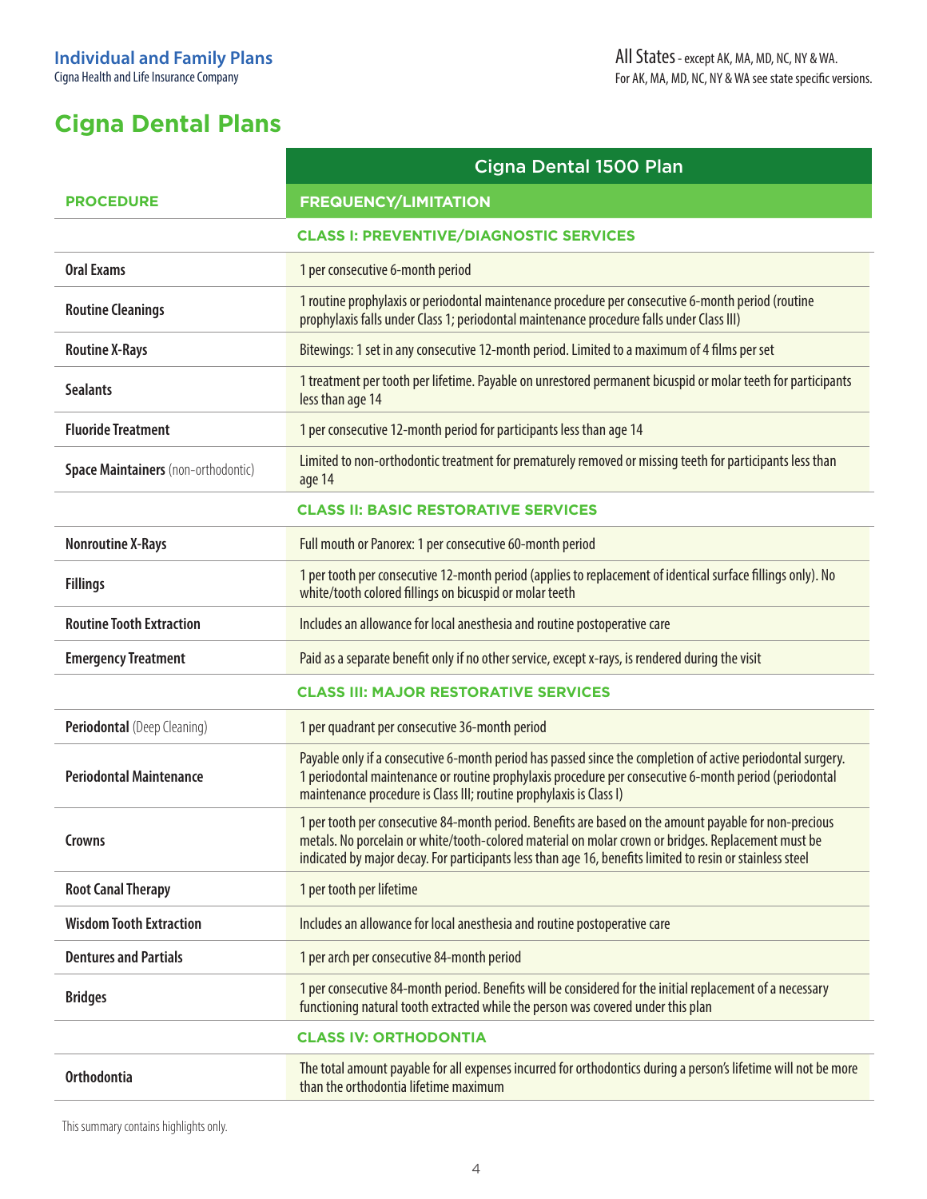**Individual and Family Plans**
Cigna Health and Life Insurance Company

All States - except AK, MA, MD, NC, NY & WA.
For AK, MA, MD, NC, NY & WA see state specific versions.

# Cigna Dental Plans

| PROCEDURE | Cigna Dental 1500 Plan FREQUENCY/LIMITATION |
|---|---|
| | **CLASS I: PREVENTIVE/DIAGNOSTIC SERVICES** |
| **Oral Exams** | 1 per consecutive 6-month period |
| **Routine Cleanings** | 1 routine prophylaxis or periodontal maintenance procedure per consecutive 6-month period (routine prophylaxis falls under Class 1; periodontal maintenance procedure falls under Class III) |
| **Routine X-Rays** | Bitewings: 1 set in any consecutive 12-month period. Limited to a maximum of 4 films per set |
| **Sealants** | 1 treatment per tooth per lifetime. Payable on unrestored permanent bicuspid or molar teeth for participants less than age 14 |
| **Fluoride Treatment** | 1 per consecutive 12-month period for participants less than age 14 |
| **Space Maintainers** (non-orthodontic) | Limited to non-orthodontic treatment for prematurely removed or missing teeth for participants less than age 14 |
| | **CLASS II: BASIC RESTORATIVE SERVICES** |
| **Nonroutine X-Rays** | Full mouth or Panorex: 1 per consecutive 60-month period |
| **Fillings** | 1 per tooth per consecutive 12-month period (applies to replacement of identical surface fillings only). No white/tooth colored fillings on bicuspid or molar teeth |
| **Routine Tooth Extraction** | Includes an allowance for local anesthesia and routine postoperative care |
| **Emergency Treatment** | Paid as a separate benefit only if no other service, except x-rays, is rendered during the visit |
| | **CLASS III: MAJOR RESTORATIVE SERVICES** |
| **Periodontal** (Deep Cleaning) | 1 per quadrant per consecutive 36-month period |
| **Periodontal Maintenance** | Payable only if a consecutive 6-month period has passed since the completion of active periodontal surgery. 1 periodontal maintenance or routine prophylaxis procedure per consecutive 6-month period (periodontal maintenance procedure is Class III; routine prophylaxis is Class I) |
| **Crowns** | 1 per tooth per consecutive 84-month period. Benefits are based on the amount payable for non-precious metals. No porcelain or white/tooth-colored material on molar crown or bridges. Replacement must be indicated by major decay. For participants less than age 16, benefits limited to resin or stainless steel |
| **Root Canal Therapy** | 1 per tooth per lifetime |
| **Wisdom Tooth Extraction** | Includes an allowance for local anesthesia and routine postoperative care |
| **Dentures and Partials** | 1 per arch per consecutive 84-month period |
| **Bridges** | 1 per consecutive 84-month period. Benefits will be considered for the initial replacement of a necessary functioning natural tooth extracted while the person was covered under this plan |
| | **CLASS IV: ORTHODONTIA** |
| **Orthodontia** | The total amount payable for all expenses incurred for orthodontics during a person's lifetime will not be more than the orthodontia lifetime maximum |

This summary contains highlights only.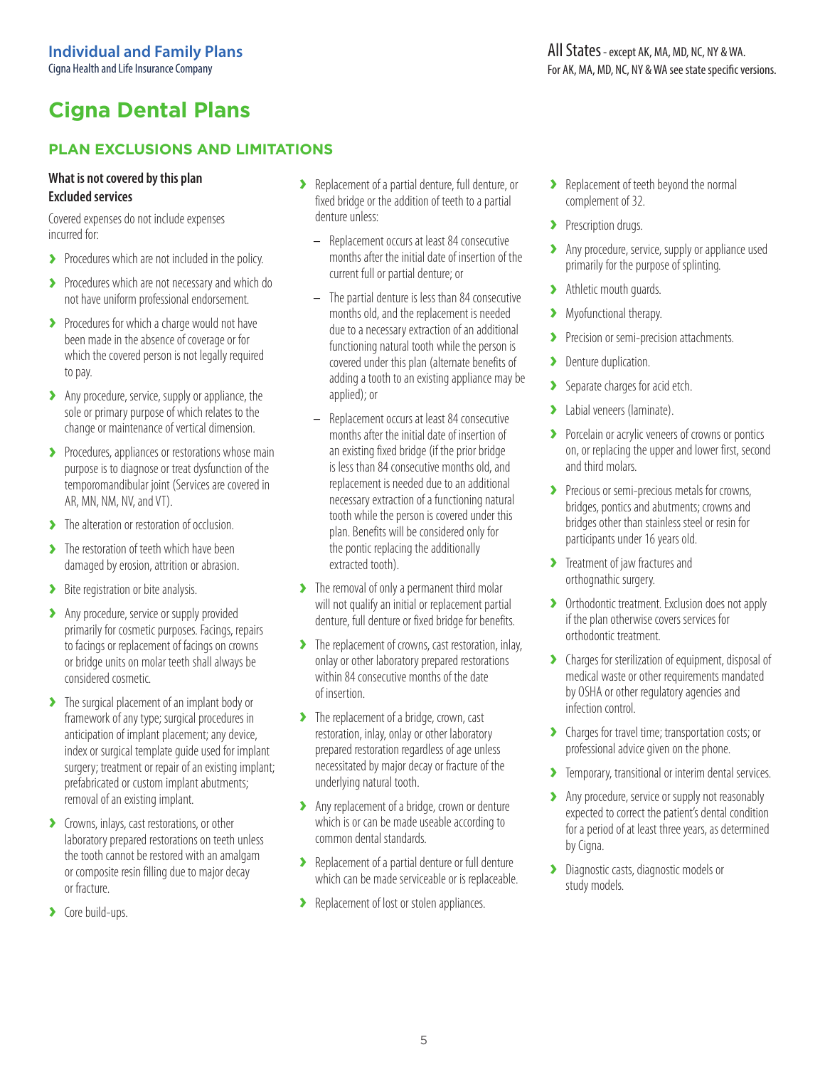**Individual and Family Plans**
Cigna Health and Life Insurance Company

All States - except AK, MA, MD, NC, NY & WA.
For AK, MA, MD, NC, NY & WA see state specific versions.

# Cigna Dental Plans

## PLAN EXCLUSIONS AND LIMITATIONS

**What is not covered by this plan**
**Excluded services**

Covered expenses do not include expenses incurred for:

- Procedures which are not included in the policy.
- Procedures which are not necessary and which do not have uniform professional endorsement.
- Procedures for which a charge would not have been made in the absence of coverage or for which the covered person is not legally required to pay.
- Any procedure, service, supply or appliance, the sole or primary purpose of which relates to the change or maintenance of vertical dimension.
- Procedures, appliances or restorations whose main purpose is to diagnose or treat dysfunction of the temporomandibular joint (Services are covered in AR, MN, NM, NV, and VT).
- The alteration or restoration of occlusion.
- The restoration of teeth which have been damaged by erosion, attrition or abrasion.
- Bite registration or bite analysis.
- Any procedure, service or supply provided primarily for cosmetic purposes. Facings, repairs to facings or replacement of facings on crowns or bridge units on molar teeth shall always be considered cosmetic.
- The surgical placement of an implant body or framework of any type; surgical procedures in anticipation of implant placement; any device, index or surgical template guide used for implant surgery; treatment or repair of an existing implant; prefabricated or custom implant abutments; removal of an existing implant.
- Crowns, inlays, cast restorations, or other laboratory prepared restorations on teeth unless the tooth cannot be restored with an amalgam or composite resin filling due to major decay or fracture.
- Core build-ups.
- Replacement of a partial denture, full denture, or fixed bridge or the addition of teeth to a partial denture unless:
  - Replacement occurs at least 84 consecutive months after the initial date of insertion of the current full or partial denture; or
  - The partial denture is less than 84 consecutive months old, and the replacement is needed due to a necessary extraction of an additional functioning natural tooth while the person is covered under this plan (alternate benefits of adding a tooth to an existing appliance may be applied); or
  - Replacement occurs at least 84 consecutive months after the initial date of insertion of an existing fixed bridge (if the prior bridge is less than 84 consecutive months old, and replacement is needed due to an additional necessary extraction of a functioning natural tooth while the person is covered under this plan. Benefits will be considered only for the pontic replacing the additionally extracted tooth).
- The removal of only a permanent third molar will not qualify an initial or replacement partial denture, full denture or fixed bridge for benefits.
- The replacement of crowns, cast restoration, inlay, onlay or other laboratory prepared restorations within 84 consecutive months of the date of insertion.
- The replacement of a bridge, crown, cast restoration, inlay, onlay or other laboratory prepared restoration regardless of age unless necessitated by major decay or fracture of the underlying natural tooth.
- Any replacement of a bridge, crown or denture which is or can be made useable according to common dental standards.
- Replacement of a partial denture or full denture which can be made serviceable or is replaceable.
- Replacement of lost or stolen appliances.
- Replacement of teeth beyond the normal complement of 32.
- Prescription drugs.
- Any procedure, service, supply or appliance used primarily for the purpose of splinting.
- Athletic mouth guards.
- Myofunctional therapy.
- Precision or semi-precision attachments.
- Denture duplication.
- Separate charges for acid etch.
- Labial veneers (laminate).
- Porcelain or acrylic veneers of crowns or pontics on, or replacing the upper and lower first, second and third molars.
- Precious or semi-precious metals for crowns, bridges, pontics and abutments; crowns and bridges other than stainless steel or resin for participants under 16 years old.
- Treatment of jaw fractures and orthognathic surgery.
- Orthodontic treatment. Exclusion does not apply if the plan otherwise covers services for orthodontic treatment.
- Charges for sterilization of equipment, disposal of medical waste or other requirements mandated by OSHA or other regulatory agencies and infection control.
- Charges for travel time; transportation costs; or professional advice given on the phone.
- Temporary, transitional or interim dental services.
- Any procedure, service or supply not reasonably expected to correct the patient's dental condition for a period of at least three years, as determined by Cigna.
- Diagnostic casts, diagnostic models or study models.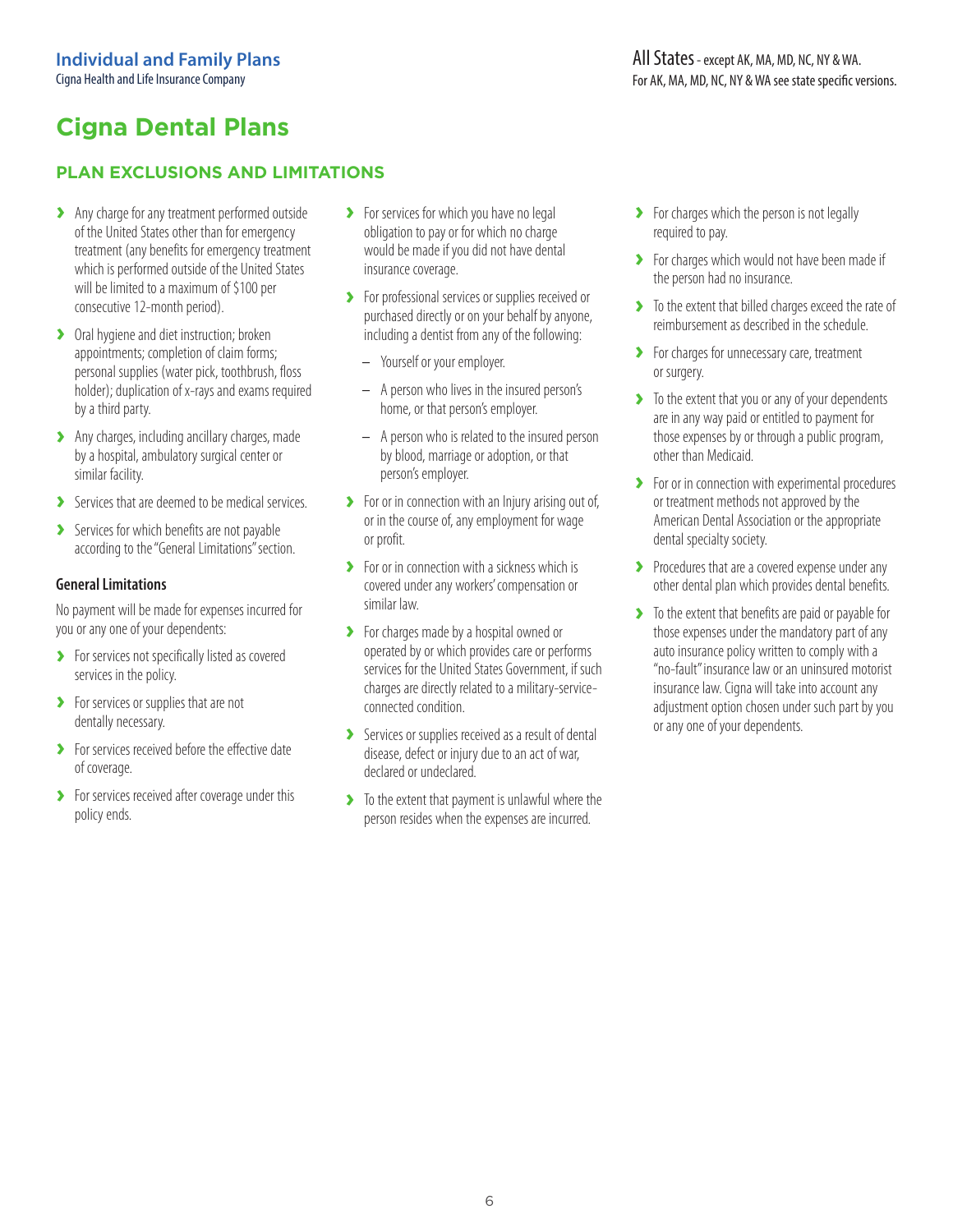**Individual and Family Plans**
Cigna Health and Life Insurance Company

All States - except AK, MA, MD, NC, NY & WA.
For AK, MA, MD, NC, NY & WA see state specific versions.

# Cigna Dental Plans

## PLAN EXCLUSIONS AND LIMITATIONS

- Any charge for any treatment performed outside of the United States other than for emergency treatment (any benefits for emergency treatment which is performed outside of the United States will be limited to a maximum of $100 per consecutive 12-month period).
- Oral hygiene and diet instruction; broken appointments; completion of claim forms; personal supplies (water pick, toothbrush, floss holder); duplication of x-rays and exams required by a third party.
- Any charges, including ancillary charges, made by a hospital, ambulatory surgical center or similar facility.
- Services that are deemed to be medical services.
- Services for which benefits are not payable according to the "General Limitations" section.

### General Limitations

No payment will be made for expenses incurred for you or any one of your dependents:

- For services not specifically listed as covered services in the policy.
- For services or supplies that are not dentally necessary.
- For services received before the effective date of coverage.
- For services received after coverage under this policy ends.
- For services for which you have no legal obligation to pay or for which no charge would be made if you did not have dental insurance coverage.
- For professional services or supplies received or purchased directly or on your behalf by anyone, including a dentist from any of the following:
  - Yourself or your employer.
  - A person who lives in the insured person's home, or that person's employer.
  - A person who is related to the insured person by blood, marriage or adoption, or that person's employer.
- For or in connection with an Injury arising out of, or in the course of, any employment for wage or profit.
- For or in connection with a sickness which is covered under any workers' compensation or similar law.
- For charges made by a hospital owned or operated by or which provides care or performs services for the United States Government, if such charges are directly related to a military-service-connected condition.
- Services or supplies received as a result of dental disease, defect or injury due to an act of war, declared or undeclared.
- To the extent that payment is unlawful where the person resides when the expenses are incurred.
- For charges which the person is not legally required to pay.
- For charges which would not have been made if the person had no insurance.
- To the extent that billed charges exceed the rate of reimbursement as described in the schedule.
- For charges for unnecessary care, treatment or surgery.
- To the extent that you or any of your dependents are in any way paid or entitled to payment for those expenses by or through a public program, other than Medicaid.
- For or in connection with experimental procedures or treatment methods not approved by the American Dental Association or the appropriate dental specialty society.
- Procedures that are a covered expense under any other dental plan which provides dental benefits.
- To the extent that benefits are paid or payable for those expenses under the mandatory part of any auto insurance policy written to comply with a "no-fault" insurance law or an uninsured motorist insurance law. Cigna will take into account any adjustment option chosen under such part by you or any one of your dependents.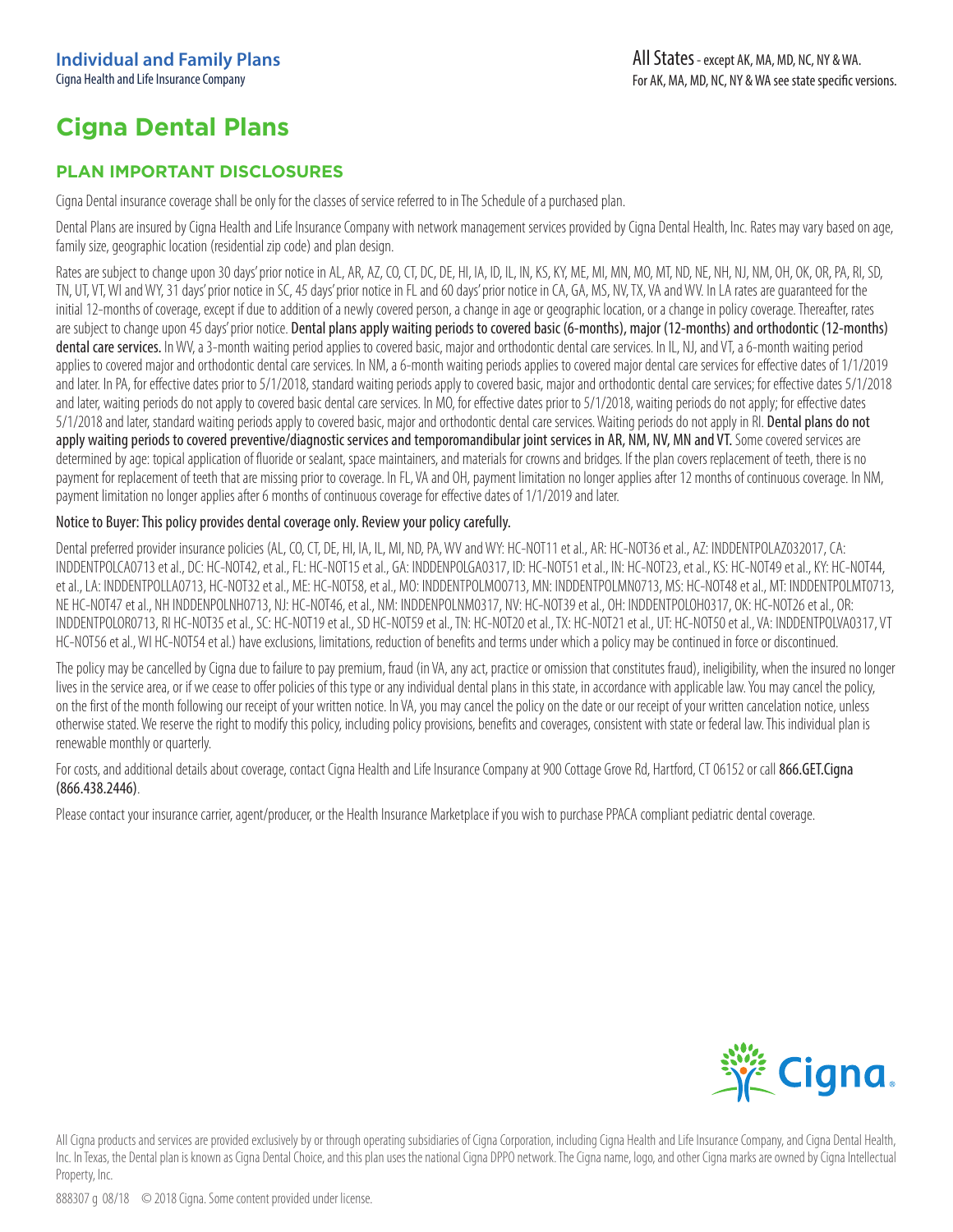**Individual and Family Plans**
Cigna Health and Life Insurance Company

All States - except AK, MA, MD, NC, NY & WA.
For AK, MA, MD, NC, NY & WA see state specific versions.

# Cigna Dental Plans

## PLAN IMPORTANT DISCLOSURES

Cigna Dental insurance coverage shall be only for the classes of service referred to in The Schedule of a purchased plan.

Dental Plans are insured by Cigna Health and Life Insurance Company with network management services provided by Cigna Dental Health, Inc. Rates may vary based on age, family size, geographic location (residential zip code) and plan design.

Rates are subject to change upon 30 days' prior notice in AL, AR, AZ, CO, CT, DC, DE, HI, IA, ID, IL, IN, KS, KY, ME, MI, MN, MO, MT, ND, NE, NH, NJ, NM, OH, OK, OR, PA, RI, SD, TN, UT, VT, WI and WY, 31 days' prior notice in SC, 45 days' prior notice in FL and 60 days' prior notice in CA, GA, MS, NV, TX, VA and WV. In LA rates are guaranteed for the initial 12-months of coverage, except if due to addition of a newly covered person, a change in age or geographic location, or a change in policy coverage. Thereafter, rates are subject to change upon 45 days' prior notice. **Dental plans apply waiting periods to covered basic (6-months), major (12-months) and orthodontic (12-months) dental care services.** In WV, a 3-month waiting period applies to covered basic, major and orthodontic dental care services. In IL, NJ, and VT, a 6-month waiting period applies to covered major and orthodontic dental care services. In NM, a 6-month waiting periods applies to covered major dental care services for effective dates of 1/1/2019 and later. In PA, for effective dates prior to 5/1/2018, standard waiting periods apply to covered basic, major and orthodontic dental care services; for effective dates 5/1/2018 and later, waiting periods do not apply to covered basic dental care services. In MO, for effective dates prior to 5/1/2018, waiting periods do not apply; for effective dates 5/1/2018 and later, standard waiting periods apply to covered basic, major and orthodontic dental care services. Waiting periods do not apply in RI. **Dental plans do not apply waiting periods to covered preventive/diagnostic services and temporomandibular joint services in AR, NM, NV, MN and VT.** Some covered services are determined by age: topical application of fluoride or sealant, space maintainers, and materials for crowns and bridges. If the plan covers replacement of teeth, there is no payment for replacement of teeth that are missing prior to coverage. In FL, VA and OH, payment limitation no longer applies after 12 months of continuous coverage. In NM, payment limitation no longer applies after 6 months of continuous coverage for effective dates of 1/1/2019 and later.

Notice to Buyer: This policy provides dental coverage only. Review your policy carefully.

Dental preferred provider insurance policies (AL, CO, CT, DE, HI, IA, IL, MI, ND, PA, WV and WY: HC-NOT11 et al., AR: HC-NOT36 et al., AZ: INDDENTPOLAZ032017, CA: INDDENTPOLCA0713 et al., DC: HC-NOT42, et al., FL: HC-NOT15 et al., GA: INDDENPOLGA0317, ID: HC-NOT51 et al., IN: HC-NOT23, et al., KS: HC-NOT49 et al., KY: HC-NOT44, et al., LA: INDDENTPOLLA0713, HC-NOT32 et al., ME: HC-NOT58, et al., MO: INDDENTPOLMO0713, MN: INDDENTPOLMN0713, MS: HC-NOT48 et al., MT: INDDENTPOLMT0713, NE HC-NOT47 et al., NH INDDENPOLNH0713, NJ: HC-NOT46, et al., NM: INDDENPOLNM0317, NV: HC-NOT39 et al., OH: INDDENTPOLOH0317, OK: HC-NOT26 et al., OR: INDDENTPOLOR0713, RI HC-NOT35 et al., SC: HC-NOT19 et al., SD HC-NOT59 et al., TN: HC-NOT20 et al., TX: HC-NOT21 et al., UT: HC-NOT50 et al., VA: INDDENTPOLVA0317, VT HC-NOT56 et al., WI HC-NOT54 et al.) have exclusions, limitations, reduction of benefits and terms under which a policy may be continued in force or discontinued.

The policy may be cancelled by Cigna due to failure to pay premium, fraud (in VA, any act, practice or omission that constitutes fraud), ineligibility, when the insured no longer lives in the service area, or if we cease to offer policies of this type or any individual dental plans in this state, in accordance with applicable law. You may cancel the policy, on the first of the month following our receipt of your written notice. In VA, you may cancel the policy on the date or our receipt of your written cancelation notice, unless otherwise stated. We reserve the right to modify this policy, including policy provisions, benefits and coverages, consistent with state or federal law. This individual plan is renewable monthly or quarterly.

For costs, and additional details about coverage, contact Cigna Health and Life Insurance Company at 900 Cottage Grove Rd, Hartford, CT 06152 or call **866.GET.Cigna (866.438.2446)**.

Please contact your insurance carrier, agent/producer, or the Health Insurance Marketplace if you wish to purchase PPACA compliant pediatric dental coverage.

All Cigna products and services are provided exclusively by or through operating subsidiaries of Cigna Corporation, including Cigna Health and Life Insurance Company, and Cigna Dental Health, Inc. In Texas, the Dental plan is known as Cigna Dental Choice, and this plan uses the national Cigna DPPO network. The Cigna name, logo, and other Cigna marks are owned by Cigna Intellectual Property, Inc.

888307 g 08/18 © 2018 Cigna. Some content provided under license.